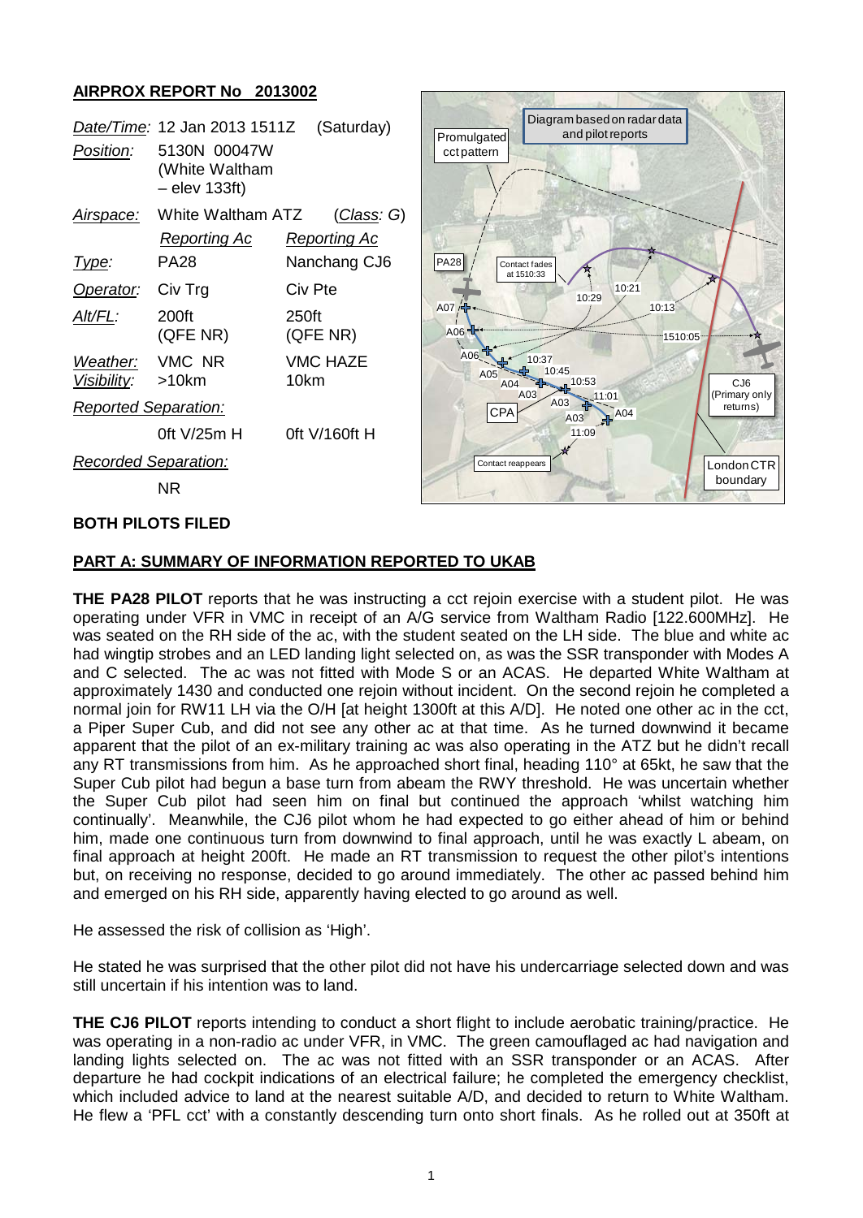## AIRPROX REPORT No 2013002

| | | |
|---|---|---|
| *Date/Time:* | 12 Jan 2013 1511Z (Saturday) | |
| *Position:* | 5130N 00047W (White Waltham – elev 133ft) | |
| *Airspace:* | White Waltham ATZ | (*Class*: G) |
| | *Reporting Ac* | *Reporting Ac* |
| *Type:* | PA28 | Nanchang CJ6 |
| *Operator:* | Civ Trg | Civ Pte |
| *Alt/FL:* | 200ft (QFE NR) | 250ft (QFE NR) |
| *Weather:* | VMC NR | VMC HAZE |
| *Visibility:* | >10km | 10km |
| *Reported Separation:* | | |
| | 0ft V/25m H | 0ft V/160ft H |
| *Recorded Separation:* | | |
| | NR | |

Diagram based on radar data and pilot reports

**BOTH PILOTS FILED**

**PART A: SUMMARY OF INFORMATION REPORTED TO UKAB**

**THE PA28 PILOT** reports that he was instructing a cct rejoin exercise with a student pilot. He was operating under VFR in VMC in receipt of an A/G service from Waltham Radio [122.600MHz]. He was seated on the RH side of the ac, with the student seated on the LH side. The blue and white ac had wingtip strobes and an LED landing light selected on, as was the SSR transponder with Modes A and C selected. The ac was not fitted with Mode S or an ACAS. He departed White Waltham at approximately 1430 and conducted one rejoin without incident. On the second rejoin he completed a normal join for RW11 LH via the O/H [at height 1300ft at this A/D]. He noted one other ac in the cct, a Piper Super Cub, and did not see any other ac at that time. As he turned downwind it became apparent that the pilot of an ex-military training ac was also operating in the ATZ but he didn't recall any RT transmissions from him. As he approached short final, heading 110° at 65kt, he saw that the Super Cub pilot had begun a base turn from abeam the RWY threshold. He was uncertain whether the Super Cub pilot had seen him on final but continued the approach 'whilst watching him continually'. Meanwhile, the CJ6 pilot whom he had expected to go either ahead of him or behind him, made one continuous turn from downwind to final approach, until he was exactly L abeam, on final approach at height 200ft. He made an RT transmission to request the other pilot's intentions but, on receiving no response, decided to go around immediately. The other ac passed behind him and emerged on his RH side, apparently having elected to go around as well.

He assessed the risk of collision as 'High'.

He stated he was surprised that the other pilot did not have his undercarriage selected down and was still uncertain if his intention was to land.

**THE CJ6 PILOT** reports intending to conduct a short flight to include aerobatic training/practice. He was operating in a non-radio ac under VFR, in VMC. The green camouflaged ac had navigation and landing lights selected on. The ac was not fitted with an SSR transponder or an ACAS. After departure he had cockpit indications of an electrical failure; he completed the emergency checklist, which included advice to land at the nearest suitable A/D, and decided to return to White Waltham. He flew a 'PFL cct' with a constantly descending turn onto short finals. As he rolled out at 350ft at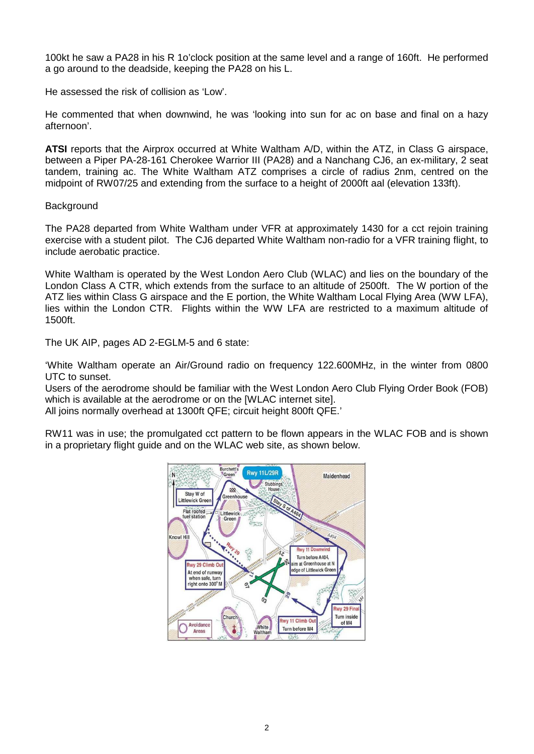100kt he saw a PA28 in his R 1o'clock position at the same level and a range of 160ft. He performed a go around to the deadside, keeping the PA28 on his L.

He assessed the risk of collision as 'Low'.

He commented that when downwind, he was 'looking into sun for ac on base and final on a hazy afternoon'.

**ATSI** reports that the Airprox occurred at White Waltham A/D, within the ATZ, in Class G airspace, between a Piper PA-28-161 Cherokee Warrior III (PA28) and a Nanchang CJ6, an ex-military, 2 seat tandem, training ac. The White Waltham ATZ comprises a circle of radius 2nm, centred on the midpoint of RW07/25 and extending from the surface to a height of 2000ft aal (elevation 133ft).

Background

The PA28 departed from White Waltham under VFR at approximately 1430 for a cct rejoin training exercise with a student pilot. The CJ6 departed White Waltham non-radio for a VFR training flight, to include aerobatic practice.

White Waltham is operated by the West London Aero Club (WLAC) and lies on the boundary of the London Class A CTR, which extends from the surface to an altitude of 2500ft. The W portion of the ATZ lies within Class G airspace and the E portion, the White Waltham Local Flying Area (WW LFA), lies within the London CTR. Flights within the WW LFA are restricted to a maximum altitude of 1500ft.

The UK AIP, pages AD 2-EGLM-5 and 6 state:

'White Waltham operate an Air/Ground radio on frequency 122.600MHz, in the winter from 0800 UTC to sunset.
Users of the aerodrome should be familiar with the West London Aero Club Flying Order Book (FOB) which is available at the aerodrome or on the [WLAC internet site].
All joins normally overhead at 1300ft QFE; circuit height 800ft QFE.'

RW11 was in use; the promulgated cct pattern to be flown appears in the WLAC FOB and is shown in a proprietary flight guide and on the WLAC web site, as shown below.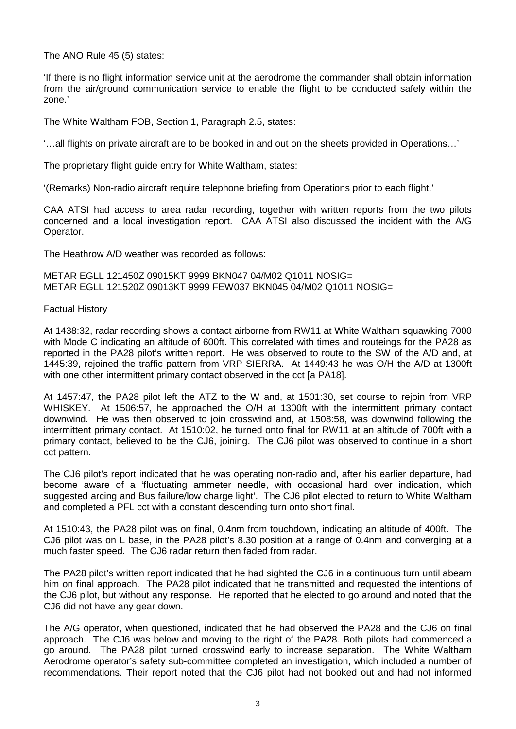The ANO Rule 45 (5) states:

'If there is no flight information service unit at the aerodrome the commander shall obtain information from the air/ground communication service to enable the flight to be conducted safely within the zone.'

The White Waltham FOB, Section 1, Paragraph 2.5, states:

'…all flights on private aircraft are to be booked in and out on the sheets provided in Operations…'

The proprietary flight guide entry for White Waltham, states:

'(Remarks) Non-radio aircraft require telephone briefing from Operations prior to each flight.'

CAA ATSI had access to area radar recording, together with written reports from the two pilots concerned and a local investigation report. CAA ATSI also discussed the incident with the A/G Operator.

The Heathrow A/D weather was recorded as follows:

METAR EGLL 121450Z 09015KT 9999 BKN047 04/M02 Q1011 NOSIG=
METAR EGLL 121520Z 09013KT 9999 FEW037 BKN045 04/M02 Q1011 NOSIG=

Factual History

At 1438:32, radar recording shows a contact airborne from RW11 at White Waltham squawking 7000 with Mode C indicating an altitude of 600ft. This correlated with times and routeings for the PA28 as reported in the PA28 pilot's written report. He was observed to route to the SW of the A/D and, at 1445:39, rejoined the traffic pattern from VRP SIERRA. At 1449:43 he was O/H the A/D at 1300ft with one other intermittent primary contact observed in the cct [a PA18].

At 1457:47, the PA28 pilot left the ATZ to the W and, at 1501:30, set course to rejoin from VRP WHISKEY. At 1506:57, he approached the O/H at 1300ft with the intermittent primary contact downwind. He was then observed to join crosswind and, at 1508:58, was downwind following the intermittent primary contact. At 1510:02, he turned onto final for RW11 at an altitude of 700ft with a primary contact, believed to be the CJ6, joining. The CJ6 pilot was observed to continue in a short cct pattern.

The CJ6 pilot's report indicated that he was operating non-radio and, after his earlier departure, had become aware of a 'fluctuating ammeter needle, with occasional hard over indication, which suggested arcing and Bus failure/low charge light'. The CJ6 pilot elected to return to White Waltham and completed a PFL cct with a constant descending turn onto short final.

At 1510:43, the PA28 pilot was on final, 0.4nm from touchdown, indicating an altitude of 400ft. The CJ6 pilot was on L base, in the PA28 pilot's 8.30 position at a range of 0.4nm and converging at a much faster speed. The CJ6 radar return then faded from radar.

The PA28 pilot's written report indicated that he had sighted the CJ6 in a continuous turn until abeam him on final approach. The PA28 pilot indicated that he transmitted and requested the intentions of the CJ6 pilot, but without any response. He reported that he elected to go around and noted that the CJ6 did not have any gear down.

The A/G operator, when questioned, indicated that he had observed the PA28 and the CJ6 on final approach. The CJ6 was below and moving to the right of the PA28. Both pilots had commenced a go around. The PA28 pilot turned crosswind early to increase separation. The White Waltham Aerodrome operator's safety sub-committee completed an investigation, which included a number of recommendations. Their report noted that the CJ6 pilot had not booked out and had not informed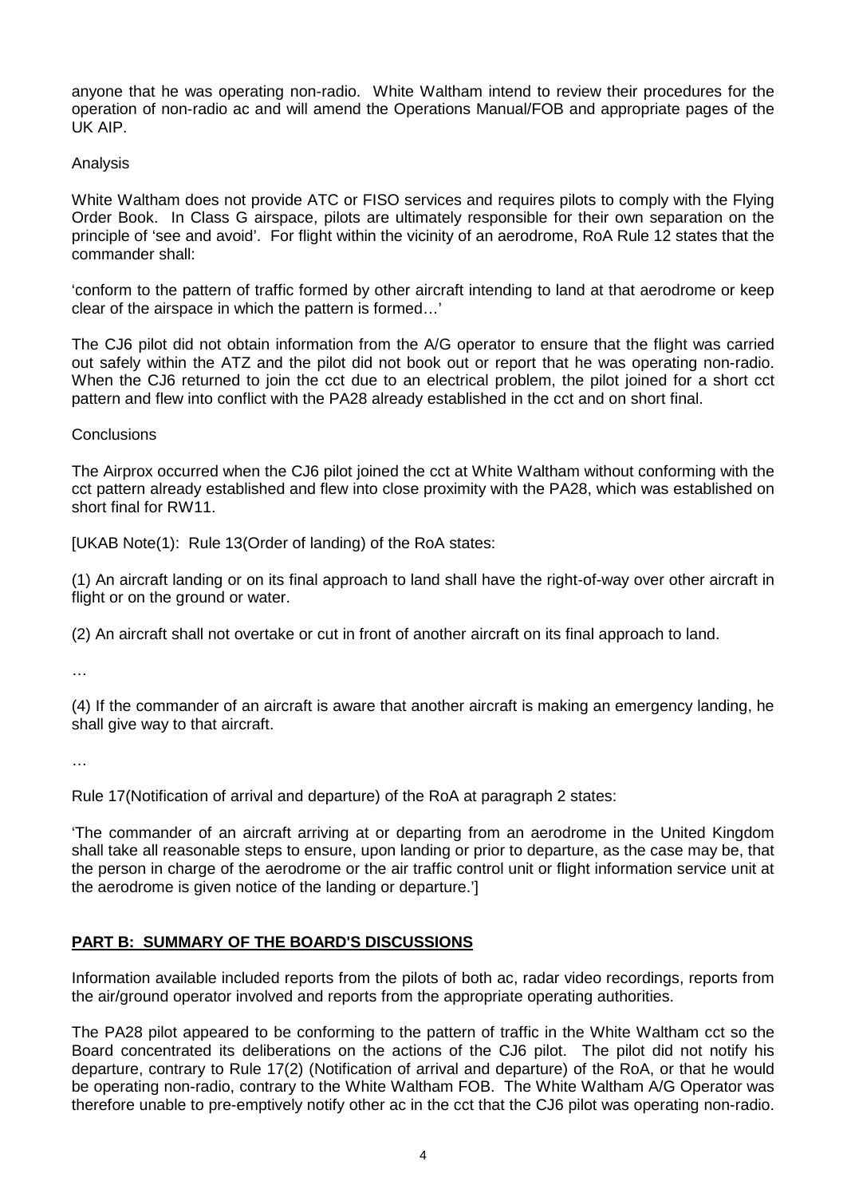anyone that he was operating non-radio. White Waltham intend to review their procedures for the operation of non-radio ac and will amend the Operations Manual/FOB and appropriate pages of the UK AIP.

Analysis

White Waltham does not provide ATC or FISO services and requires pilots to comply with the Flying Order Book. In Class G airspace, pilots are ultimately responsible for their own separation on the principle of 'see and avoid'. For flight within the vicinity of an aerodrome, RoA Rule 12 states that the commander shall:

'conform to the pattern of traffic formed by other aircraft intending to land at that aerodrome or keep clear of the airspace in which the pattern is formed…'

The CJ6 pilot did not obtain information from the A/G operator to ensure that the flight was carried out safely within the ATZ and the pilot did not book out or report that he was operating non-radio. When the CJ6 returned to join the cct due to an electrical problem, the pilot joined for a short cct pattern and flew into conflict with the PA28 already established in the cct and on short final.

Conclusions

The Airprox occurred when the CJ6 pilot joined the cct at White Waltham without conforming with the cct pattern already established and flew into close proximity with the PA28, which was established on short final for RW11.

[UKAB Note(1): Rule 13(Order of landing) of the RoA states:

(1) An aircraft landing or on its final approach to land shall have the right-of-way over other aircraft in flight or on the ground or water.

(2) An aircraft shall not overtake or cut in front of another aircraft on its final approach to land.

…

(4) If the commander of an aircraft is aware that another aircraft is making an emergency landing, he shall give way to that aircraft.

…

Rule 17(Notification of arrival and departure) of the RoA at paragraph 2 states:

'The commander of an aircraft arriving at or departing from an aerodrome in the United Kingdom shall take all reasonable steps to ensure, upon landing or prior to departure, as the case may be, that the person in charge of the aerodrome or the air traffic control unit or flight information service unit at the aerodrome is given notice of the landing or departure.']

## **PART B: SUMMARY OF THE BOARD'S DISCUSSIONS**

Information available included reports from the pilots of both ac, radar video recordings, reports from the air/ground operator involved and reports from the appropriate operating authorities.

The PA28 pilot appeared to be conforming to the pattern of traffic in the White Waltham cct so the Board concentrated its deliberations on the actions of the CJ6 pilot. The pilot did not notify his departure, contrary to Rule 17(2) (Notification of arrival and departure) of the RoA, or that he would be operating non-radio, contrary to the White Waltham FOB. The White Waltham A/G Operator was therefore unable to pre-emptively notify other ac in the cct that the CJ6 pilot was operating non-radio.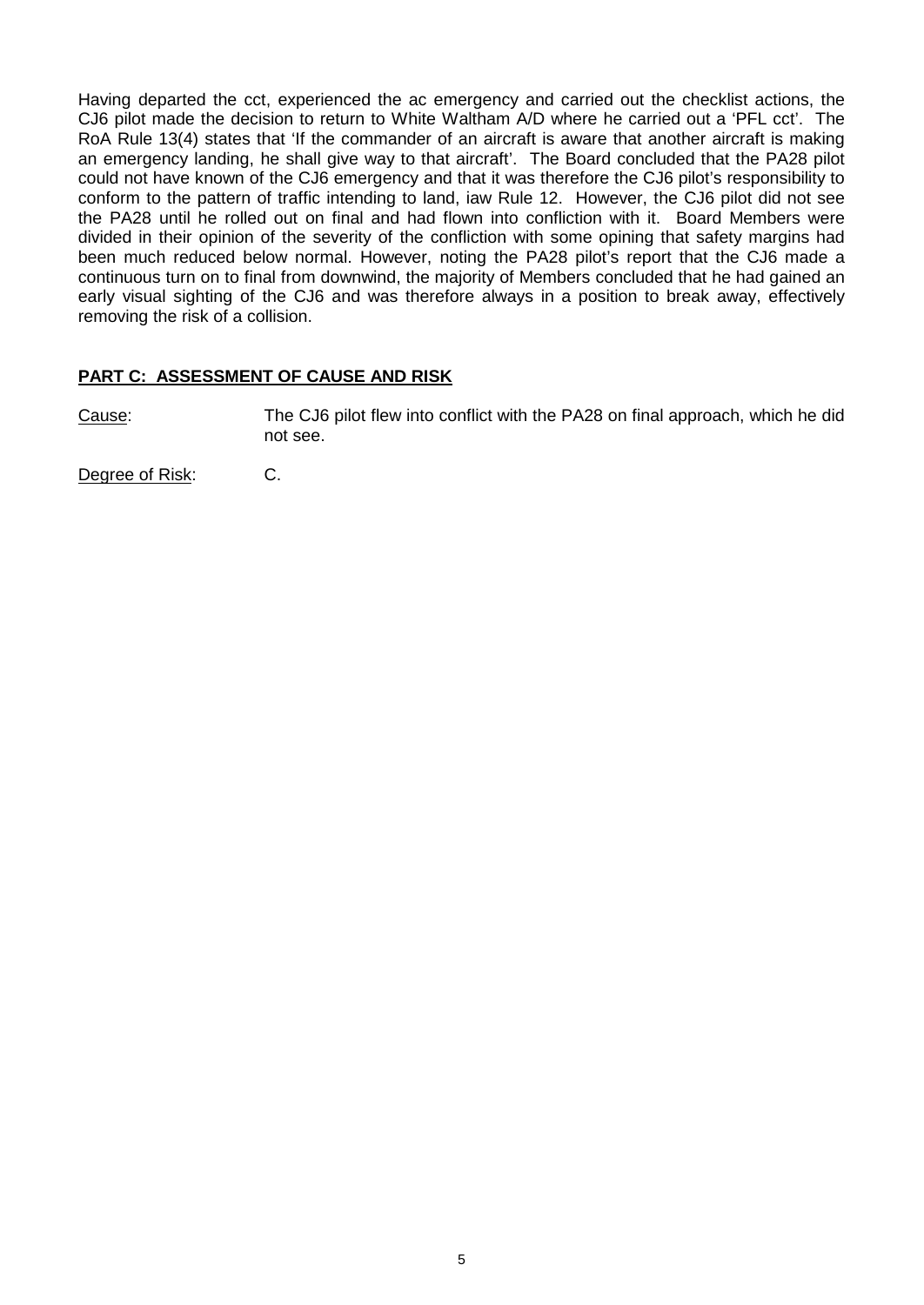Having departed the cct, experienced the ac emergency and carried out the checklist actions, the CJ6 pilot made the decision to return to White Waltham A/D where he carried out a 'PFL cct'. The RoA Rule 13(4) states that 'If the commander of an aircraft is aware that another aircraft is making an emergency landing, he shall give way to that aircraft'. The Board concluded that the PA28 pilot could not have known of the CJ6 emergency and that it was therefore the CJ6 pilot's responsibility to conform to the pattern of traffic intending to land, iaw Rule 12. However, the CJ6 pilot did not see the PA28 until he rolled out on final and had flown into confliction with it. Board Members were divided in their opinion of the severity of the confliction with some opining that safety margins had been much reduced below normal. However, noting the PA28 pilot's report that the CJ6 made a continuous turn on to final from downwind, the majority of Members concluded that he had gained an early visual sighting of the CJ6 and was therefore always in a position to break away, effectively removing the risk of a collision.

## PART C: ASSESSMENT OF CAUSE AND RISK

Cause: The CJ6 pilot flew into conflict with the PA28 on final approach, which he did not see.

Degree of Risk: C.